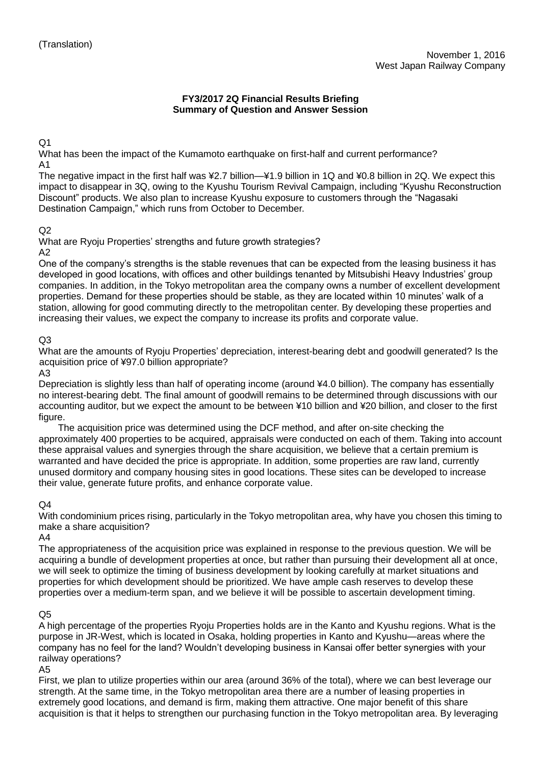(Translation)

November 1, 2016
West Japan Railway Company

**FY3/2017 2Q Financial Results Briefing**
**Summary of Question and Answer Session**

Q1
What has been the impact of the Kumamoto earthquake on first-half and current performance?
A1
The negative impact in the first half was ¥2.7 billion—¥1.9 billion in 1Q and ¥0.8 billion in 2Q. We expect this impact to disappear in 3Q, owing to the Kyushu Tourism Revival Campaign, including "Kyushu Reconstruction Discount" products. We also plan to increase Kyushu exposure to customers through the "Nagasaki Destination Campaign," which runs from October to December.

Q2
What are Ryoju Properties' strengths and future growth strategies?
A2
One of the company's strengths is the stable revenues that can be expected from the leasing business it has developed in good locations, with offices and other buildings tenanted by Mitsubishi Heavy Industries' group companies. In addition, in the Tokyo metropolitan area the company owns a number of excellent development properties. Demand for these properties should be stable, as they are located within 10 minutes' walk of a station, allowing for good commuting directly to the metropolitan center. By developing these properties and increasing their values, we expect the company to increase its profits and corporate value.

Q3
What are the amounts of Ryoju Properties' depreciation, interest-bearing debt and goodwill generated? Is the acquisition price of ¥97.0 billion appropriate?
A3
Depreciation is slightly less than half of operating income (around ¥4.0 billion). The company has essentially no interest-bearing debt. The final amount of goodwill remains to be determined through discussions with our accounting auditor, but we expect the amount to be between ¥10 billion and ¥20 billion, and closer to the first figure.

The acquisition price was determined using the DCF method, and after on-site checking the approximately 400 properties to be acquired, appraisals were conducted on each of them. Taking into account these appraisal values and synergies through the share acquisition, we believe that a certain premium is warranted and have decided the price is appropriate. In addition, some properties are raw land, currently unused dormitory and company housing sites in good locations. These sites can be developed to increase their value, generate future profits, and enhance corporate value.

Q4
With condominium prices rising, particularly in the Tokyo metropolitan area, why have you chosen this timing to make a share acquisition?
A4
The appropriateness of the acquisition price was explained in response to the previous question. We will be acquiring a bundle of development properties at once, but rather than pursuing their development all at once, we will seek to optimize the timing of business development by looking carefully at market situations and properties for which development should be prioritized. We have ample cash reserves to develop these properties over a medium-term span, and we believe it will be possible to ascertain development timing.

Q5
A high percentage of the properties Ryoju Properties holds are in the Kanto and Kyushu regions. What is the purpose in JR-West, which is located in Osaka, holding properties in Kanto and Kyushu—areas where the company has no feel for the land? Wouldn't developing business in Kansai offer better synergies with your railway operations?
A5
First, we plan to utilize properties within our area (around 36% of the total), where we can best leverage our strength. At the same time, in the Tokyo metropolitan area there are a number of leasing properties in extremely good locations, and demand is firm, making them attractive. One major benefit of this share acquisition is that it helps to strengthen our purchasing function in the Tokyo metropolitan area. By leveraging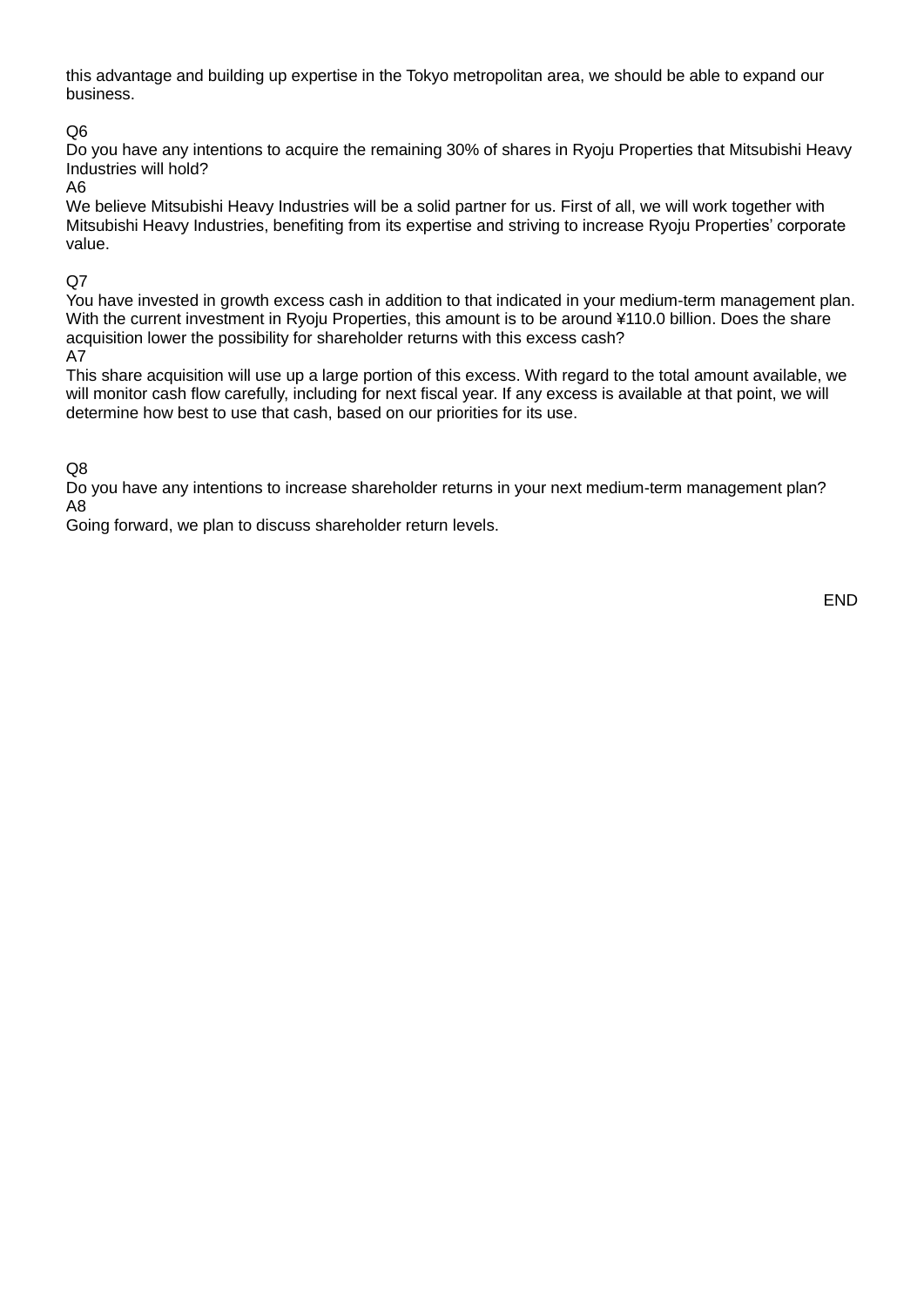this advantage and building up expertise in the Tokyo metropolitan area, we should be able to expand our business.

Q6
Do you have any intentions to acquire the remaining 30% of shares in Ryoju Properties that Mitsubishi Heavy Industries will hold?
A6
We believe Mitsubishi Heavy Industries will be a solid partner for us. First of all, we will work together with Mitsubishi Heavy Industries, benefiting from its expertise and striving to increase Ryoju Properties' corporate value.

Q7
You have invested in growth excess cash in addition to that indicated in your medium-term management plan. With the current investment in Ryoju Properties, this amount is to be around ¥110.0 billion. Does the share acquisition lower the possibility for shareholder returns with this excess cash?
A7
This share acquisition will use up a large portion of this excess. With regard to the total amount available, we will monitor cash flow carefully, including for next fiscal year. If any excess is available at that point, we will determine how best to use that cash, based on our priorities for its use.

Q8
Do you have any intentions to increase shareholder returns in your next medium-term management plan?
A8
Going forward, we plan to discuss shareholder return levels.

END